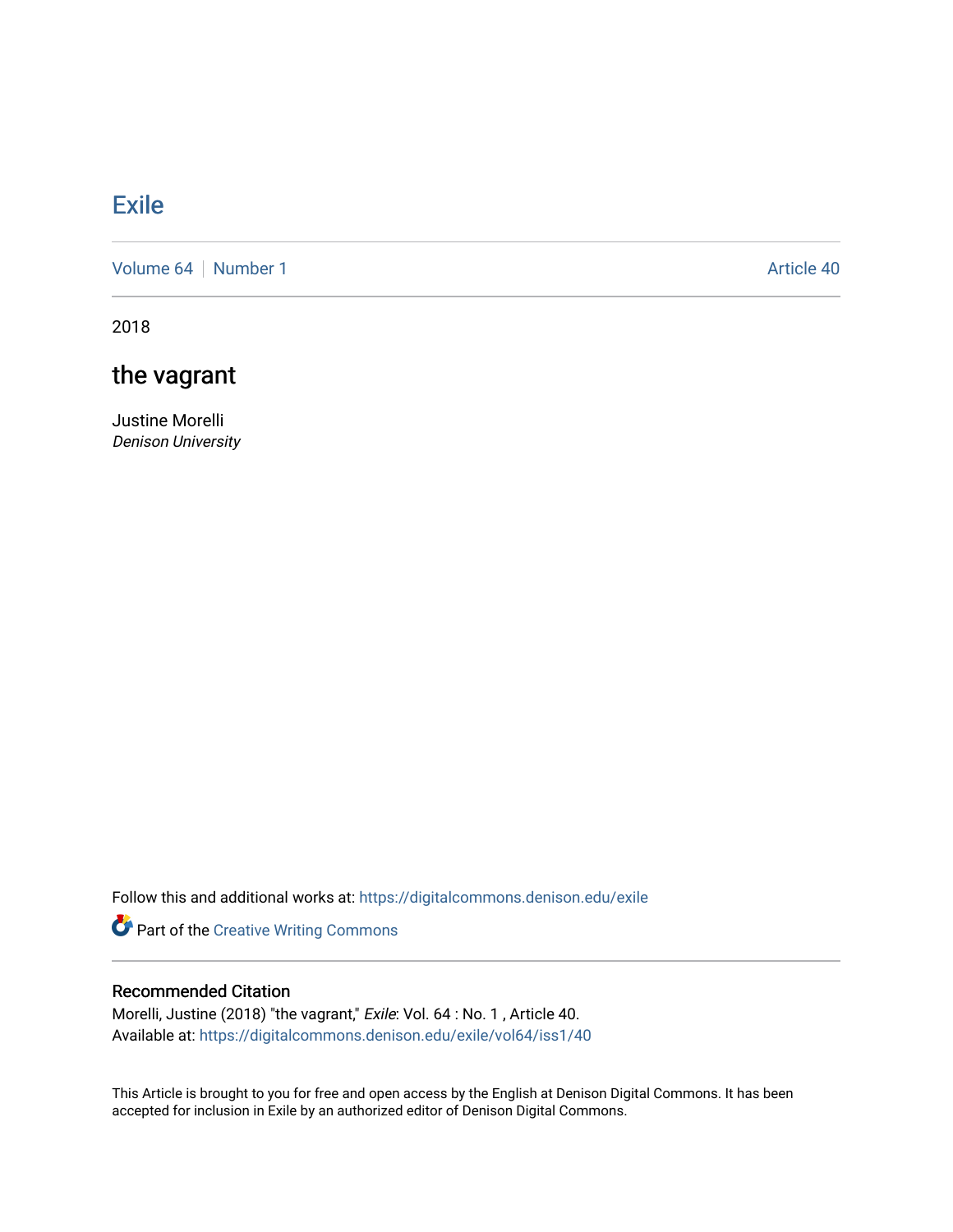# Exile

Volume 64 | Number 1 — Article 40

2018

## the vagrant

Justine Morelli
*Denison University*

Follow this and additional works at: https://digitalcommons.denison.edu/exile

Part of the Creative Writing Commons

### Recommended Citation

Morelli, Justine (2018) "the vagrant," *Exile*: Vol. 64 : No. 1 , Article 40.
Available at: https://digitalcommons.denison.edu/exile/vol64/iss1/40

This Article is brought to you for free and open access by the English at Denison Digital Commons. It has been accepted for inclusion in Exile by an authorized editor of Denison Digital Commons.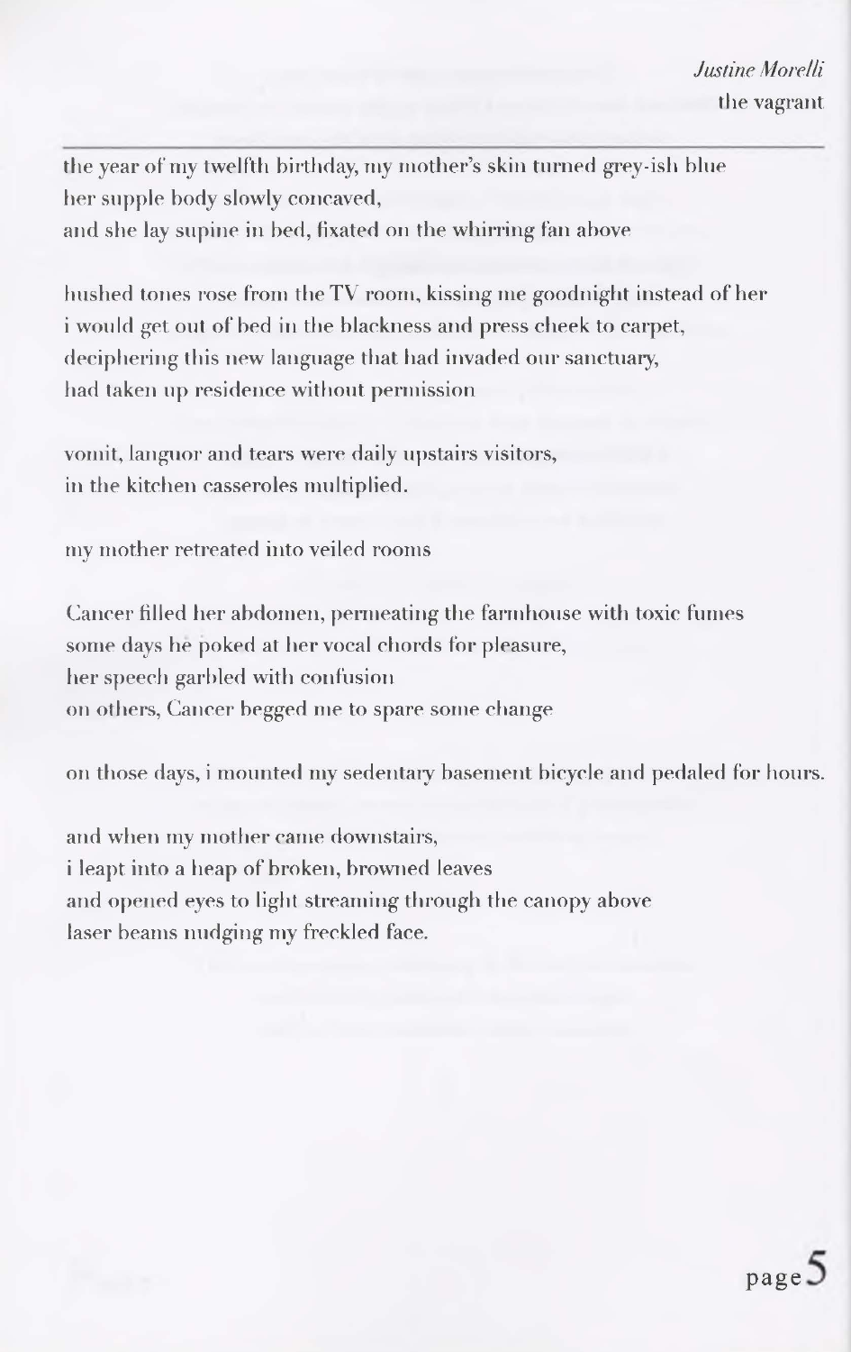*Justine Morelli*
the vagrant

---

the year of my twelfth birthday, my mother's skin turned grey-ish blue
her supple body slowly concaved,
and she lay supine in bed, fixated on the whirring fan above

hushed tones rose from the TV room, kissing me goodnight instead of her
i would get out of bed in the blackness and press cheek to carpet,
deciphering this new language that had invaded our sanctuary,
had taken up residence without permission

vomit, languor and tears were daily upstairs visitors,
in the kitchen casseroles multiplied.

my mother retreated into veiled rooms

Cancer filled her abdomen, permeating the farmhouse with toxic fumes
some days he poked at her vocal chords for pleasure,
her speech garbled with confusion
on others, Cancer begged me to spare some change

on those days, i mounted my sedentary basement bicycle and pedaled for hours.

and when my mother came downstairs,
i leapt into a heap of broken, browned leaves
and opened eyes to light streaming through the canopy above
laser beams nudging my freckled face.